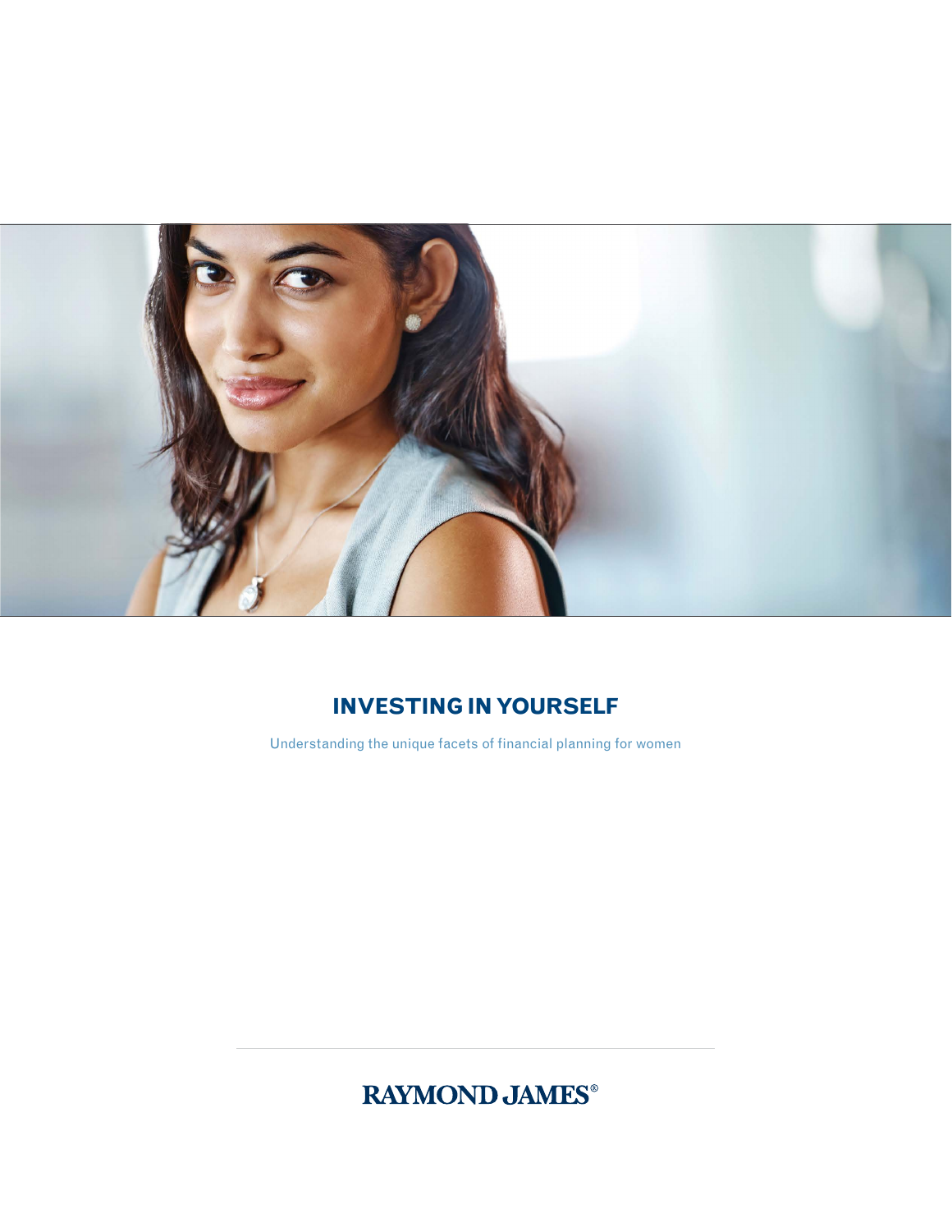# INVESTING IN YOURSELF

Understanding the unique facets of financial planning for women

RAYMOND JAMES®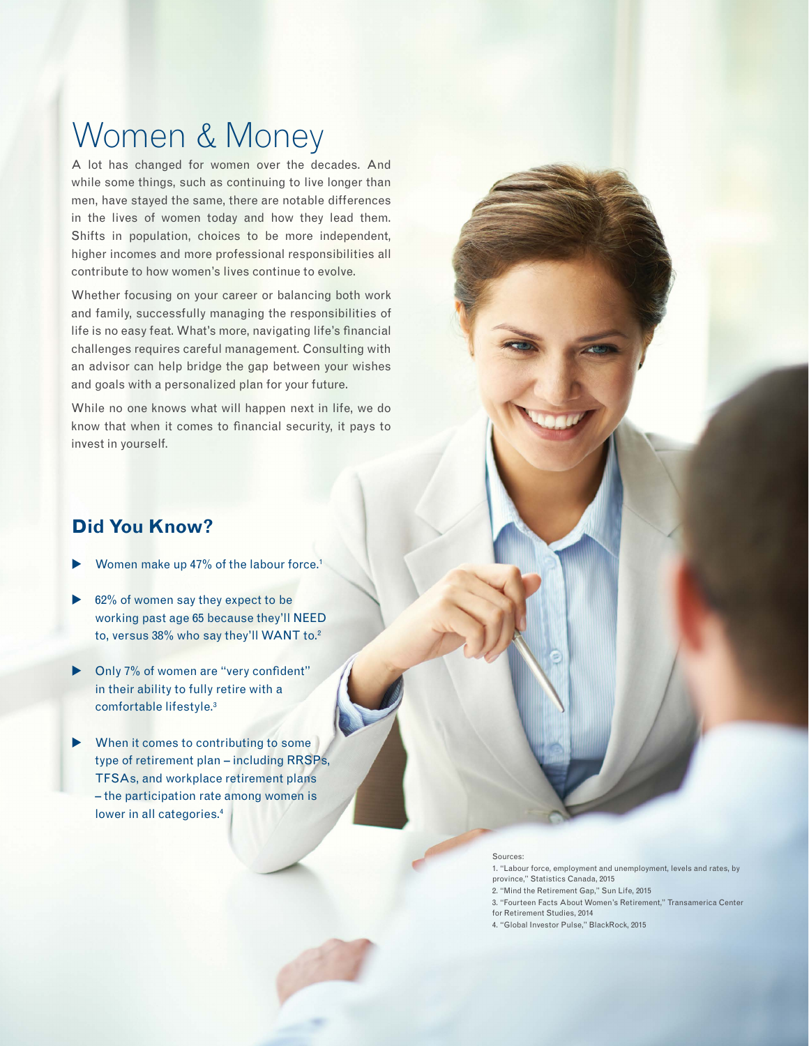# Women & Money

A lot has changed for women over the decades. And while some things, such as continuing to live longer than men, have stayed the same, there are notable differences in the lives of women today and how they lead them. Shifts in population, choices to be more independent, higher incomes and more professional responsibilities all contribute to how women's lives continue to evolve.

Whether focusing on your career or balancing both work and family, successfully managing the responsibilities of life is no easy feat. What's more, navigating life's financial challenges requires careful management. Consulting with an advisor can help bridge the gap between your wishes and goals with a personalized plan for your future.

While no one knows what will happen next in life, we do know that when it comes to financial security, it pays to invest in yourself.

## Did You Know?

- Women make up 47% of the labour force.[1]
- 62% of women say they expect to be working past age 65 because they'll NEED to, versus 38% who say they'll WANT to.[2]
- Only 7% of women are "very confident" in their ability to fully retire with a comfortable lifestyle.[3]
- When it comes to contributing to some type of retirement plan – including RRSPs, TFSAs, and workplace retirement plans – the participation rate among women is lower in all categories.[4]

Sources:

1. "Labour force, employment and unemployment, levels and rates, by province," Statistics Canada, 2015
2. "Mind the Retirement Gap," Sun Life, 2015
3. "Fourteen Facts About Women's Retirement," Transamerica Center for Retirement Studies, 2014
4. "Global Investor Pulse," BlackRock, 2015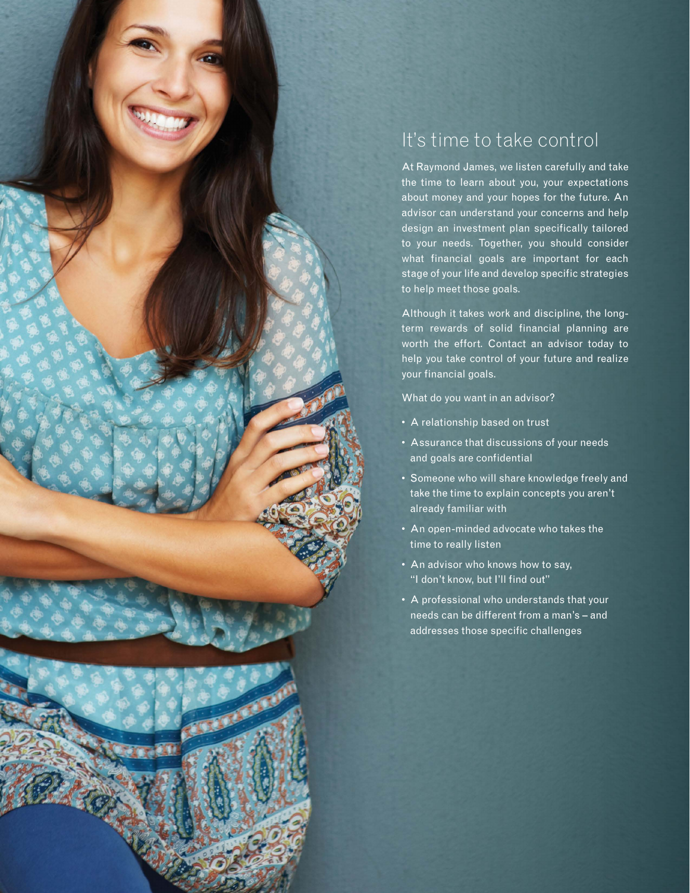## It's time to take control

At Raymond James, we listen carefully and take the time to learn about you, your expectations about money and your hopes for the future. An advisor can understand your concerns and help design an investment plan specifically tailored to your needs. Together, you should consider what financial goals are important for each stage of your life and develop specific strategies to help meet those goals.

Although it takes work and discipline, the long-term rewards of solid financial planning are worth the effort. Contact an advisor today to help you take control of your future and realize your financial goals.

What do you want in an advisor?

- A relationship based on trust
- Assurance that discussions of your needs and goals are confidential
- Someone who will share knowledge freely and take the time to explain concepts you aren't already familiar with
- An open-minded advocate who takes the time to really listen
- An advisor who knows how to say, "I don't know, but I'll find out"
- A professional who understands that your needs can be different from a man's – and addresses those specific challenges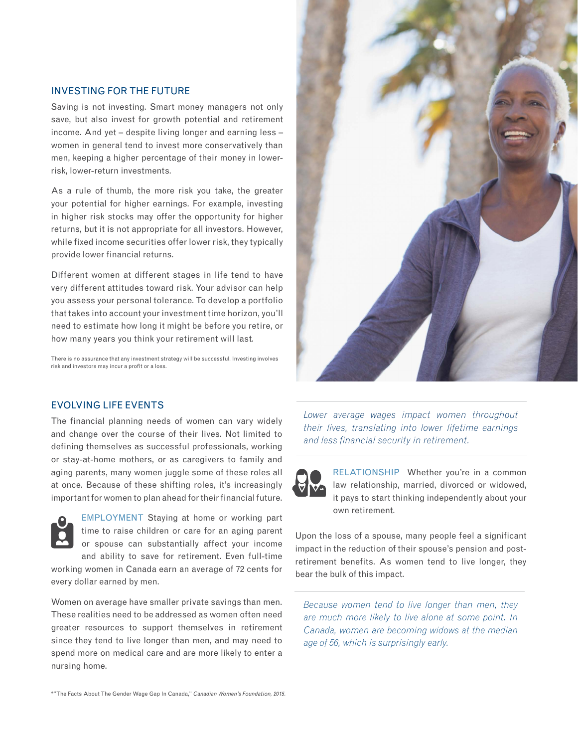## INVESTING FOR THE FUTURE

Saving is not investing. Smart money managers not only save, but also invest for growth potential and retirement income. And yet – despite living longer and earning less – women in general tend to invest more conservatively than men, keeping a higher percentage of their money in lower-risk, lower-return investments.

As a rule of thumb, the more risk you take, the greater your potential for higher earnings. For example, investing in higher risk stocks may offer the opportunity for higher returns, but it is not appropriate for all investors. However, while fixed income securities offer lower risk, they typically provide lower financial returns.

Different women at different stages in life tend to have very different attitudes toward risk. Your advisor can help you assess your personal tolerance. To develop a portfolio that takes into account your investment time horizon, you'll need to estimate how long it might be before you retire, or how many years you think your retirement will last.

There is no assurance that any investment strategy will be successful. Investing involves risk and investors may incur a profit or a loss.

## EVOLVING LIFE EVENTS

The financial planning needs of women can vary widely and change over the course of their lives. Not limited to defining themselves as successful professionals, working or stay-at-home mothers, or as caregivers to family and aging parents, many women juggle some of these roles all at once. Because of these shifting roles, it's increasingly important for women to plan ahead for their financial future.

**EMPLOYMENT** Staying at home or working part time to raise children or care for an aging parent or spouse can substantially affect your income and ability to save for retirement. Even full-time working women in Canada earn an average of 72 cents for every dollar earned by men.

Women on average have smaller private savings than men. These realities need to be addressed as women often need greater resources to support themselves in retirement since they tend to live longer than men, and may need to spend more on medical care and are more likely to enter a nursing home.

*Lower average wages impact women throughout their lives, translating into lower lifetime earnings and less financial security in retirement.*

**RELATIONSHIP** Whether you're in a common law relationship, married, divorced or widowed, it pays to start thinking independently about your own retirement.

Upon the loss of a spouse, many people feel a significant impact in the reduction of their spouse's pension and post-retirement benefits. As women tend to live longer, they bear the bulk of this impact.

*Because women tend to live longer than men, they are much more likely to live alone at some point. In Canada, women are becoming widows at the median age of 56, which is surprisingly early.*

*"The Facts About The Gender Wage Gap In Canada," *Canadian Women's Foundation, 2015.*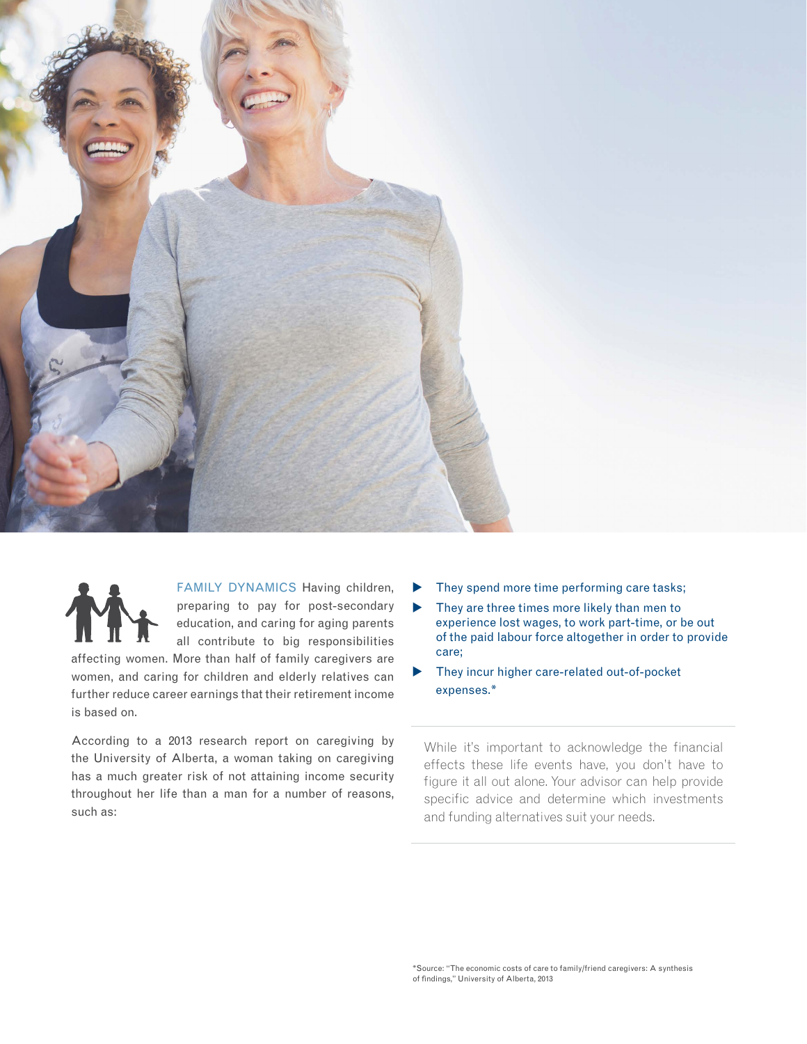**FAMILY DYNAMICS** Having children, preparing to pay for post-secondary education, and caring for aging parents all contribute to big responsibilities affecting women. More than half of family caregivers are women, and caring for children and elderly relatives can further reduce career earnings that their retirement income is based on.

According to a 2013 research report on caregiving by the University of Alberta, a woman taking on caregiving has a much greater risk of not attaining income security throughout her life than a man for a number of reasons, such as:

- They spend more time performing care tasks;
- They are three times more likely than men to experience lost wages, to work part-time, or be out of the paid labour force altogether in order to provide care;
- They incur higher care-related out-of-pocket expenses.*

While it's important to acknowledge the financial effects these life events have, you don't have to figure it all out alone. Your advisor can help provide specific advice and determine which investments and funding alternatives suit your needs.

*Source: "The economic costs of care to family/friend caregivers: A synthesis of findings," University of Alberta, 2013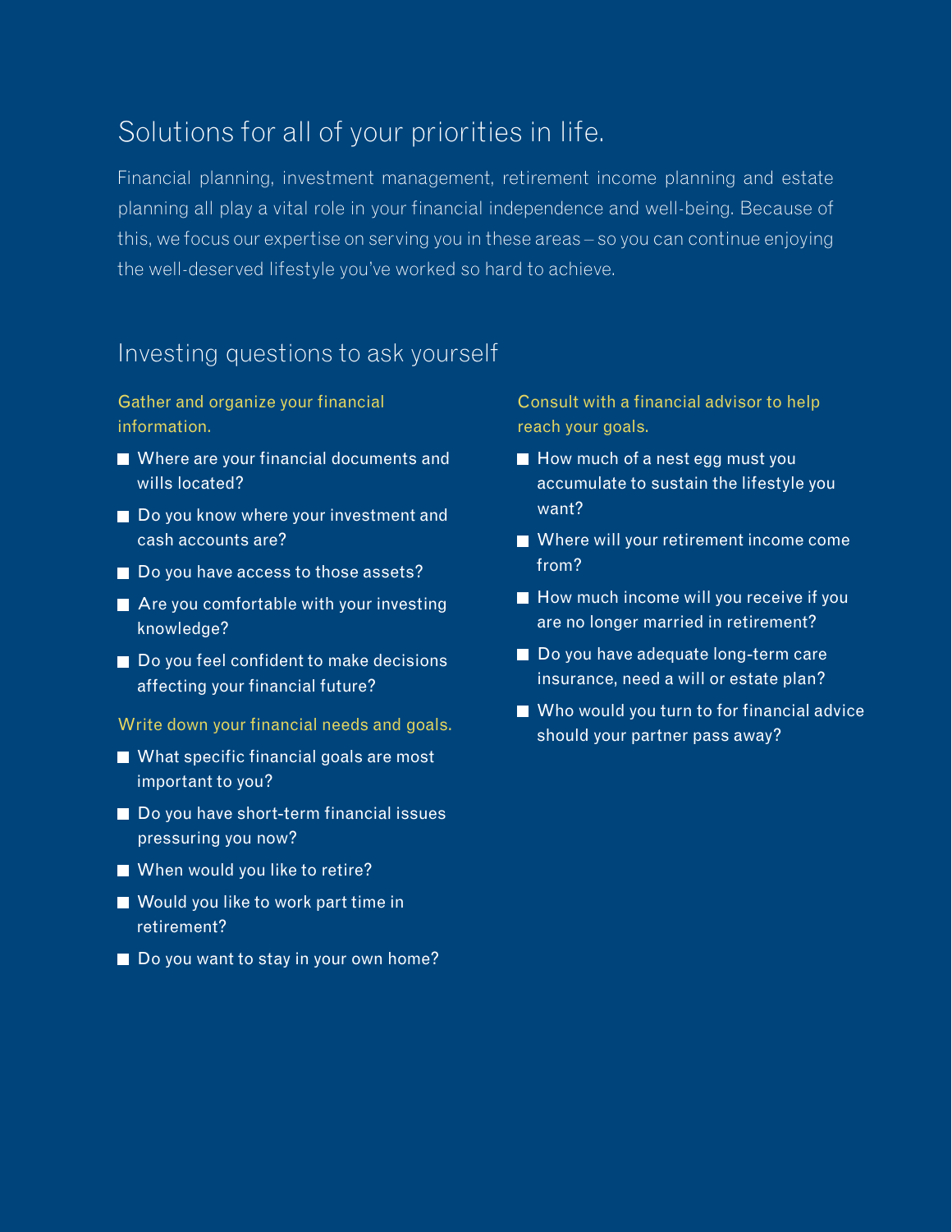## Solutions for all of your priorities in life.

Financial planning, investment management, retirement income planning and estate planning all play a vital role in your financial independence and well-being. Because of this, we focus our expertise on serving you in these areas – so you can continue enjoying the well-deserved lifestyle you've worked so hard to achieve.

## Investing questions to ask yourself

### Gather and organize your financial information.

- Where are your financial documents and wills located?
- Do you know where your investment and cash accounts are?
- Do you have access to those assets?
- Are you comfortable with your investing knowledge?
- Do you feel confident to make decisions affecting your financial future?

### Write down your financial needs and goals.

- What specific financial goals are most important to you?
- Do you have short-term financial issues pressuring you now?
- When would you like to retire?
- Would you like to work part time in retirement?
- Do you want to stay in your own home?

### Consult with a financial advisor to help reach your goals.

- How much of a nest egg must you accumulate to sustain the lifestyle you want?
- Where will your retirement income come from?
- How much income will you receive if you are no longer married in retirement?
- Do you have adequate long-term care insurance, need a will or estate plan?
- Who would you turn to for financial advice should your partner pass away?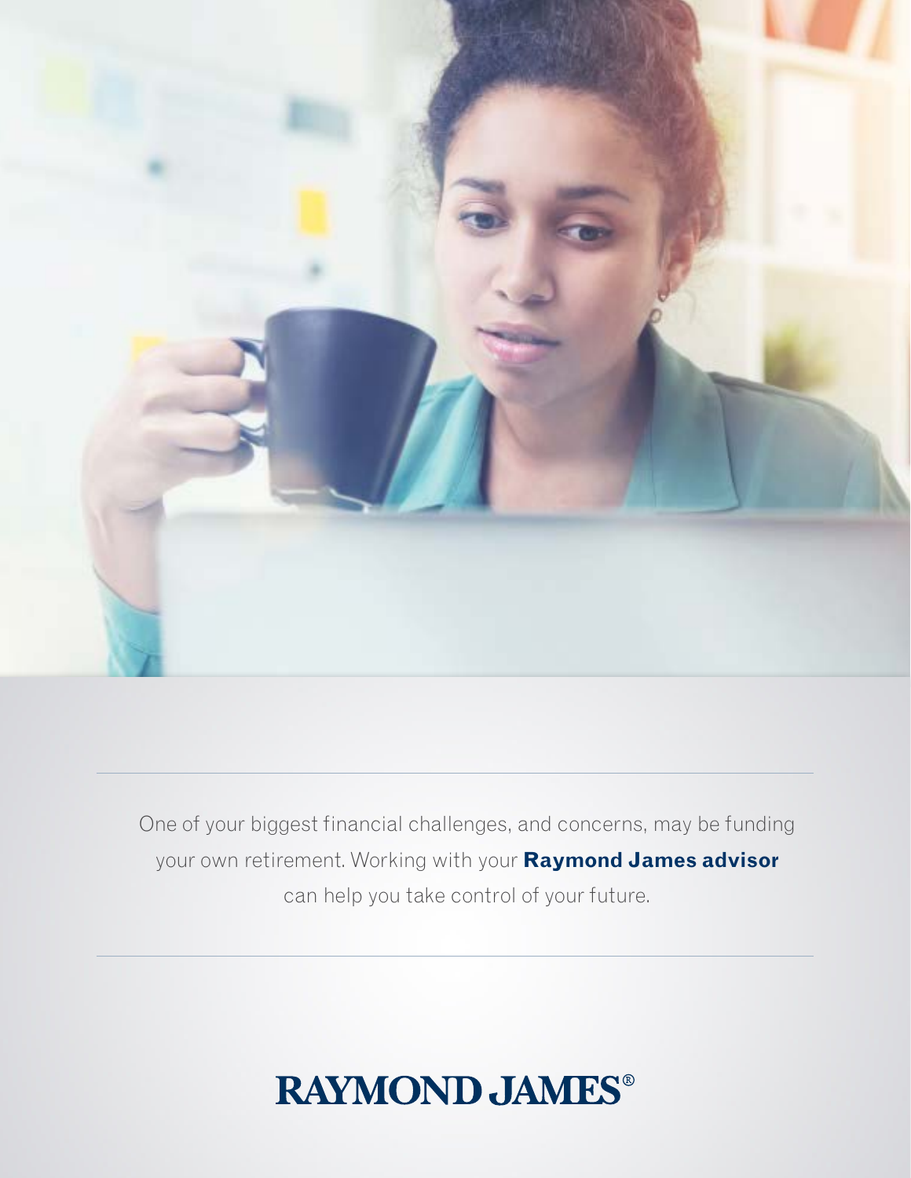One of your biggest financial challenges, and concerns, may be funding your own retirement. Working with your **Raymond James advisor** can help you take control of your future.

RAYMOND JAMES®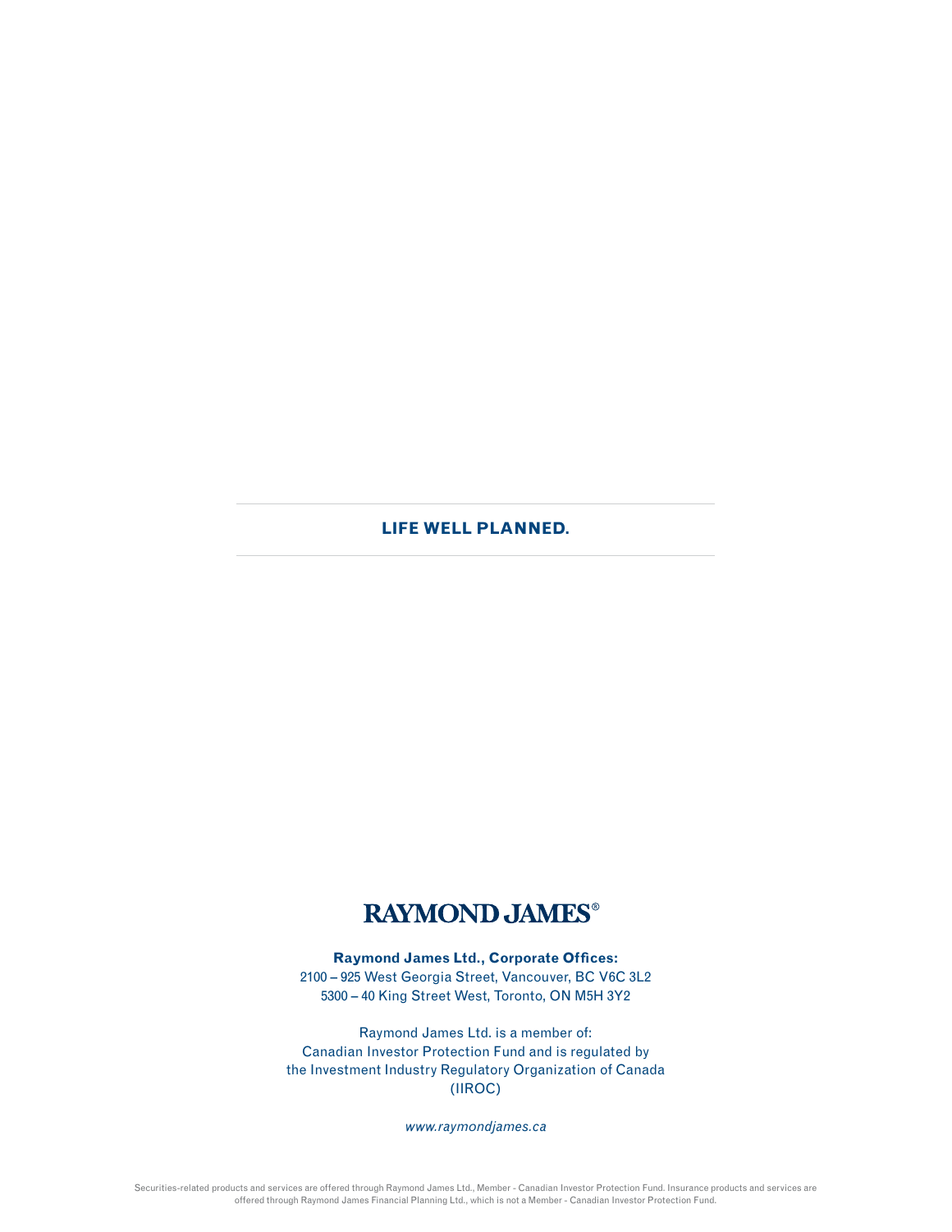**LIFE WELL PLANNED.**

**RAYMOND JAMES®**

**Raymond James Ltd., Corporate Offices:**
2100 – 925 West Georgia Street, Vancouver, BC V6C 3L2
5300 – 40 King Street West, Toronto, ON M5H 3Y2

Raymond James Ltd. is a member of:
Canadian Investor Protection Fund and is regulated by
the Investment Industry Regulatory Organization of Canada
(IIROC)

*www.raymondjames.ca*

Securities-related products and services are offered through Raymond James Ltd., Member - Canadian Investor Protection Fund. Insurance products and services are offered through Raymond James Financial Planning Ltd., which is not a Member - Canadian Investor Protection Fund.